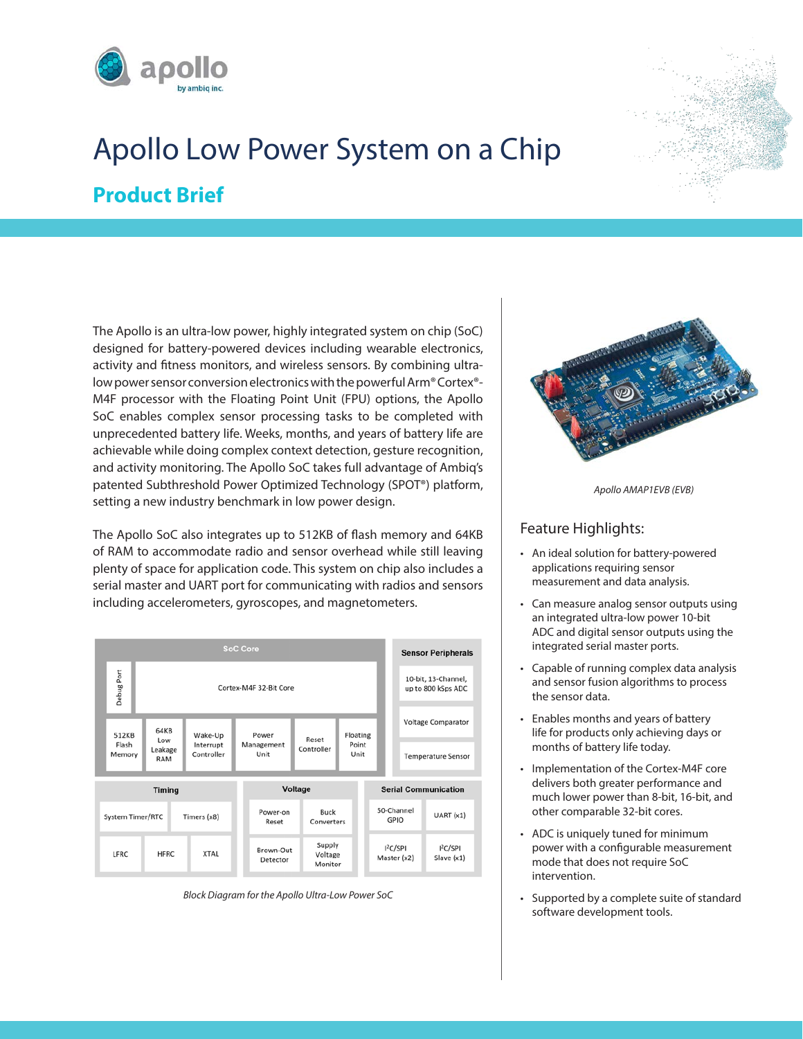# Apollo Low Power System on a Chip

## Product Brief

The Apollo is an ultra-low power, highly integrated system on chip (SoC) designed for battery-powered devices including wearable electronics, activity and fitness monitors, and wireless sensors. By combining ultra-low power sensor conversion electronics with the powerful Arm® Cortex®-M4F processor with the Floating Point Unit (FPU) options, the Apollo SoC enables complex sensor processing tasks to be completed with unprecedented battery life. Weeks, months, and years of battery life are achievable while doing complex context detection, gesture recognition, and activity monitoring. The Apollo SoC takes full advantage of Ambiq's patented Subthreshold Power Optimized Technology (SPOT®) platform, setting a new industry benchmark in low power design.

The Apollo SoC also integrates up to 512KB of flash memory and 64KB of RAM to accommodate radio and sensor overhead while still leaving plenty of space for application code. This system on chip also includes a serial master and UART port for communicating with radios and sensors including accelerometers, gyroscopes, and magnetometers.

| SoC Core | | | | | | Sensor Peripherals |
|---|---|---|---|---|---|---|
| Debug Port | Cortex-M4F 32-Bit Core | | | | | 10-bit, 13-Channel, up to 800 kSps ADC |
| 512KB Flash Memory | 64KB Low Leakage RAM | Wake-Up Interrupt Controller | Power Management Unit | Reset Controller | Floating Point Unit | Voltage Comparator |
| | | | | | | Temperature Sensor |

| Timing | | | Voltage | | Serial Communication | |
|---|---|---|---|---|---|---|
| System Timer/RTC | Timers (x8) | | Power-on Reset | Buck Converters | 50-Channel GPIO | UART (x1) |
| LFRC | HFRC | XTAL | Brown-Out Detector | Supply Voltage Monitor | I²C/SPI Master (x2) | I²C/SPI Slave (x1) |

*Block Diagram for the Apollo Ultra-Low Power SoC*

*Apollo AMAP1EVB (EVB)*

### Feature Highlights:

- An ideal solution for battery-powered applications requiring sensor measurement and data analysis.
- Can measure analog sensor outputs using an integrated ultra-low power 10-bit ADC and digital sensor outputs using the integrated serial master ports.
- Capable of running complex data analysis and sensor fusion algorithms to process the sensor data.
- Enables months and years of battery life for products only achieving days or months of battery life today.
- Implementation of the Cortex-M4F core delivers both greater performance and much lower power than 8-bit, 16-bit, and other comparable 32-bit cores.
- ADC is uniquely tuned for minimum power with a configurable measurement mode that does not require SoC intervention.
- Supported by a complete suite of standard software development tools.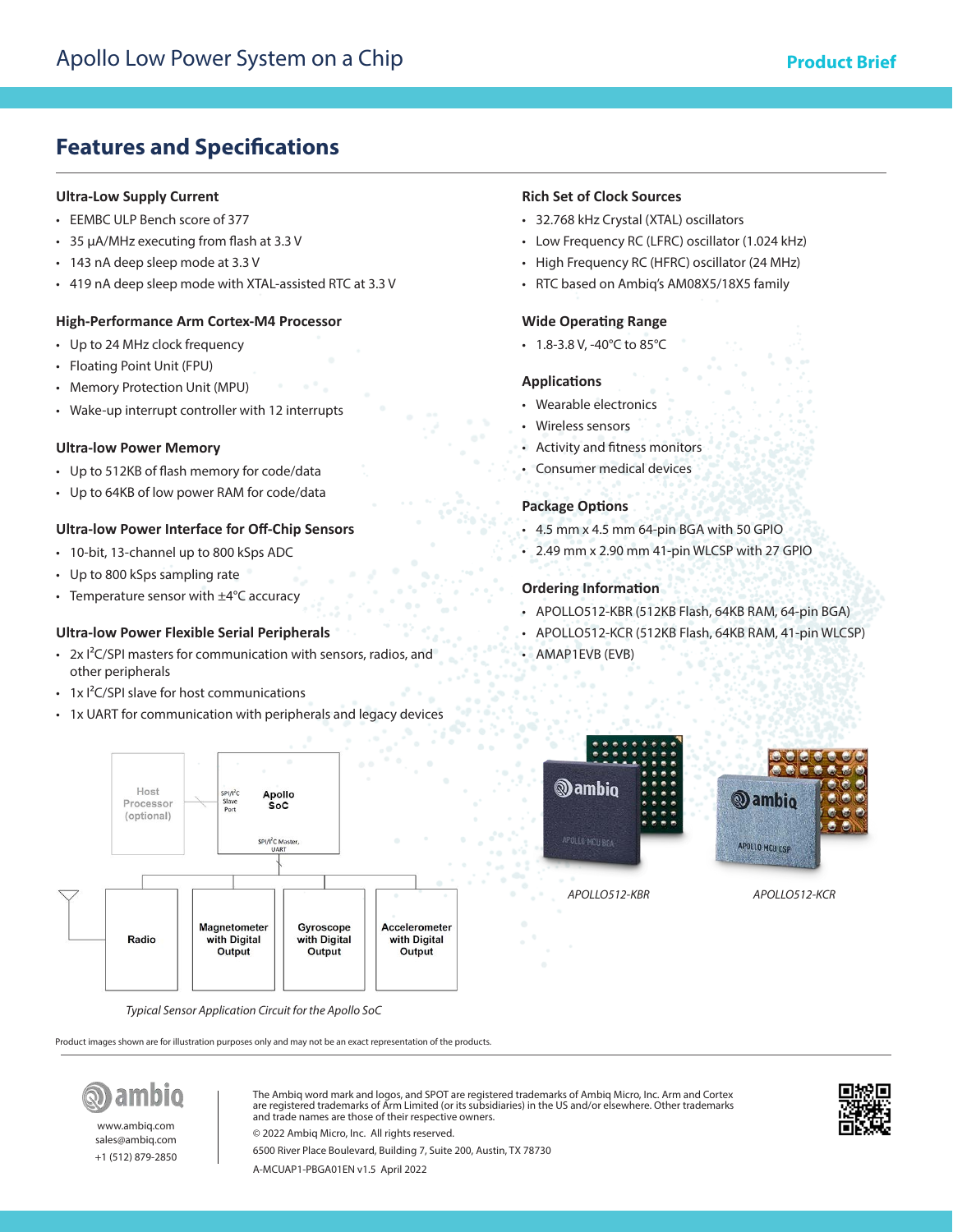## Features and Specifications

### Ultra-Low Supply Current

- EEMBC ULP Bench score of 377
- 35 µA/MHz executing from flash at 3.3 V
- 143 nA deep sleep mode at 3.3 V
- 419 nA deep sleep mode with XTAL-assisted RTC at 3.3 V

### High-Performance Arm Cortex-M4 Processor

- Up to 24 MHz clock frequency
- Floating Point Unit (FPU)
- Memory Protection Unit (MPU)
- Wake-up interrupt controller with 12 interrupts

### Ultra-low Power Memory

- Up to 512KB of flash memory for code/data
- Up to 64KB of low power RAM for code/data

### Ultra-low Power Interface for Off-Chip Sensors

- 10-bit, 13-channel up to 800 kSps ADC
- Up to 800 kSps sampling rate
- Temperature sensor with ±4°C accuracy

### Ultra-low Power Flexible Serial Peripherals

- 2x I²C/SPI masters for communication with sensors, radios, and other peripherals
- 1x I²C/SPI slave for host communications
- 1x UART for communication with peripherals and legacy devices

Host Processor (optional)

SPI/I²C Slave Port

Apollo SoC

SPI/I²C Master, UART

Radio

Magnetometer with Digital Output

Gyroscope with Digital Output

Accelerometer with Digital Output

*Typical Sensor Application Circuit for the Apollo SoC*

### Rich Set of Clock Sources

- 32.768 kHz Crystal (XTAL) oscillators
- Low Frequency RC (LFRC) oscillator (1.024 kHz)
- High Frequency RC (HFRC) oscillator (24 MHz)
- RTC based on Ambiq's AM08X5/18X5 family

### Wide Operating Range

- 1.8-3.8 V, -40°C to 85°C

### Applications

- Wearable electronics
- Wireless sensors
- Activity and fitness monitors
- Consumer medical devices

### Package Options

- 4.5 mm x 4.5 mm 64-pin BGA with 50 GPIO
- 2.49 mm x 2.90 mm 41-pin WLCSP with 27 GPIO

### Ordering Information

- APOLLO512-KBR (512KB Flash, 64KB RAM, 64-pin BGA)
- APOLLO512-KCR (512KB Flash, 64KB RAM, 41-pin WLCSP)
- AMAP1EVB (EVB)

*APOLLO512-KBR*

*APOLLO512-KCR*

Product images shown are for illustration purposes only and may not be an exact representation of the products.

www.ambiq.com
sales@ambiq.com
+1 (512) 879-2850

The Ambiq word mark and logos, and SPOT are registered trademarks of Ambiq Micro, Inc. Arm and Cortex are registered trademarks of Arm Limited (or its subsidiaries) in the US and/or elsewhere. Other trademarks and trade names are those of their respective owners.

© 2022 Ambiq Micro, Inc. All rights reserved.

6500 River Place Boulevard, Building 7, Suite 200, Austin, TX 78730

A-MCUAP1-PBGA01EN v1.5 April 2022